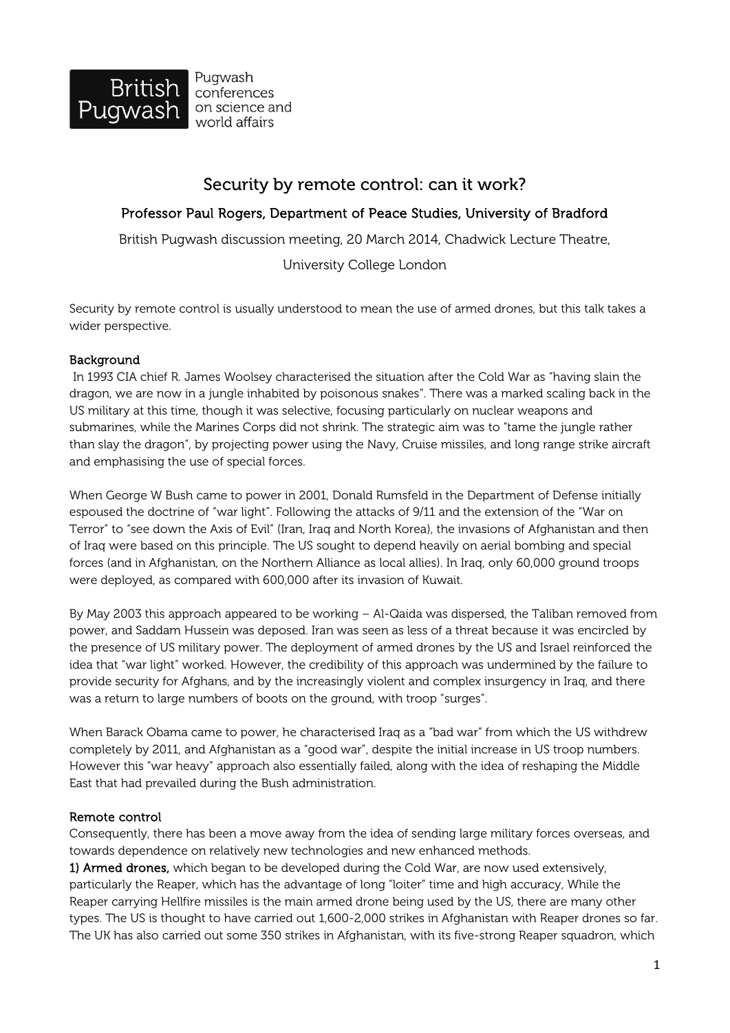British Pugwash — Pugwash conferences on science and world affairs

# Security by remote control: can it work?

**Professor Paul Rogers, Department of Peace Studies, University of Bradford**

British Pugwash discussion meeting, 20 March 2014, Chadwick Lecture Theatre,

University College London

Security by remote control is usually understood to mean the use of armed drones, but this talk takes a wider perspective.

## Background

In 1993 CIA chief R. James Woolsey characterised the situation after the Cold War as "having slain the dragon, we are now in a jungle inhabited by poisonous snakes". There was a marked scaling back in the US military at this time, though it was selective, focusing particularly on nuclear weapons and submarines, while the Marines Corps did not shrink. The strategic aim was to "tame the jungle rather than slay the dragon", by projecting power using the Navy, Cruise missiles, and long range strike aircraft and emphasising the use of special forces.

When George W Bush came to power in 2001, Donald Rumsfeld in the Department of Defense initially espoused the doctrine of "war light". Following the attacks of 9/11 and the extension of the "War on Terror" to "see down the Axis of Evil" (Iran, Iraq and North Korea), the invasions of Afghanistan and then of Iraq were based on this principle. The US sought to depend heavily on aerial bombing and special forces (and in Afghanistan, on the Northern Alliance as local allies). In Iraq, only 60,000 ground troops were deployed, as compared with 600,000 after its invasion of Kuwait.

By May 2003 this approach appeared to be working – Al-Qaida was dispersed, the Taliban removed from power, and Saddam Hussein was deposed. Iran was seen as less of a threat because it was encircled by the presence of US military power. The deployment of armed drones by the US and Israel reinforced the idea that "war light" worked. However, the credibility of this approach was undermined by the failure to provide security for Afghans, and by the increasingly violent and complex insurgency in Iraq, and there was a return to large numbers of boots on the ground, with troop "surges".

When Barack Obama came to power, he characterised Iraq as a "bad war" from which the US withdrew completely by 2011, and Afghanistan as a "good war", despite the initial increase in US troop numbers. However this "war heavy" approach also essentially failed, along with the idea of reshaping the Middle East that had prevailed during the Bush administration.

## Remote control

Consequently, there has been a move away from the idea of sending large military forces overseas, and towards dependence on relatively new technologies and new enhanced methods.

**1) Armed drones,** which began to be developed during the Cold War, are now used extensively, particularly the Reaper, which has the advantage of long "loiter" time and high accuracy, While the Reaper carrying Hellfire missiles is the main armed drone being used by the US, there are many other types. The US is thought to have carried out 1,600-2,000 strikes in Afghanistan with Reaper drones so far. The UK has also carried out some 350 strikes in Afghanistan, with its five-strong Reaper squadron, which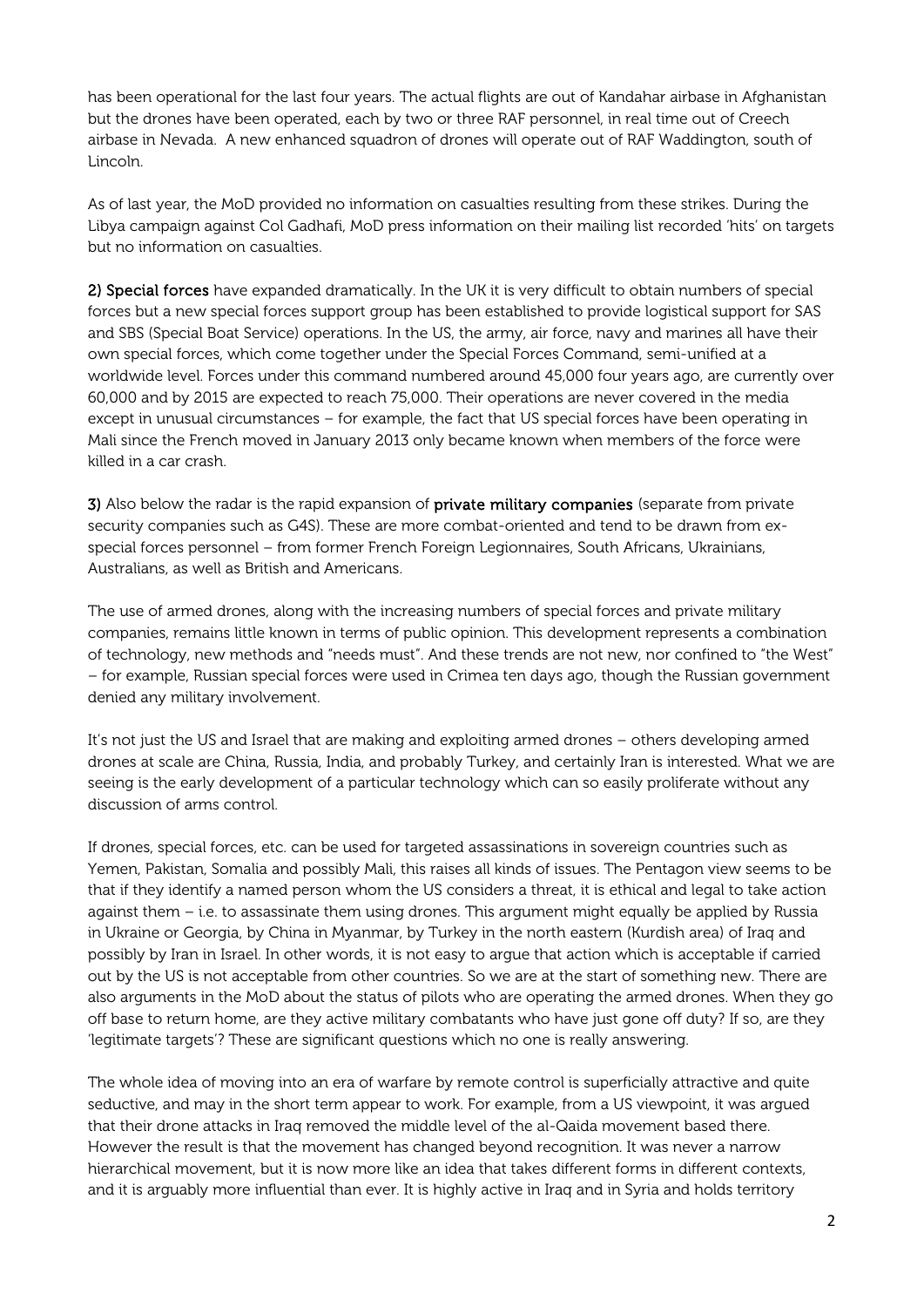has been operational for the last four years. The actual flights are out of Kandahar airbase in Afghanistan but the drones have been operated, each by two or three RAF personnel, in real time out of Creech airbase in Nevada. A new enhanced squadron of drones will operate out of RAF Waddington, south of Lincoln.

As of last year, the MoD provided no information on casualties resulting from these strikes. During the Libya campaign against Col Gadhafi, MoD press information on their mailing list recorded 'hits' on targets but no information on casualties.

**2) Special forces** have expanded dramatically. In the UK it is very difficult to obtain numbers of special forces but a new special forces support group has been established to provide logistical support for SAS and SBS (Special Boat Service) operations. In the US, the army, air force, navy and marines all have their own special forces, which come together under the Special Forces Command, semi-unified at a worldwide level. Forces under this command numbered around 45,000 four years ago, are currently over 60,000 and by 2015 are expected to reach 75,000. Their operations are never covered in the media except in unusual circumstances – for example, the fact that US special forces have been operating in Mali since the French moved in January 2013 only became known when members of the force were killed in a car crash.

**3)** Also below the radar is the rapid expansion of **private military companies** (separate from private security companies such as G4S). These are more combat-oriented and tend to be drawn from ex-special forces personnel – from former French Foreign Legionnaires, South Africans, Ukrainians, Australians, as well as British and Americans.

The use of armed drones, along with the increasing numbers of special forces and private military companies, remains little known in terms of public opinion. This development represents a combination of technology, new methods and "needs must". And these trends are not new, nor confined to "the West" – for example, Russian special forces were used in Crimea ten days ago, though the Russian government denied any military involvement.

It's not just the US and Israel that are making and exploiting armed drones – others developing armed drones at scale are China, Russia, India, and probably Turkey, and certainly Iran is interested. What we are seeing is the early development of a particular technology which can so easily proliferate without any discussion of arms control.

If drones, special forces, etc. can be used for targeted assassinations in sovereign countries such as Yemen, Pakistan, Somalia and possibly Mali, this raises all kinds of issues. The Pentagon view seems to be that if they identify a named person whom the US considers a threat, it is ethical and legal to take action against them – i.e. to assassinate them using drones. This argument might equally be applied by Russia in Ukraine or Georgia, by China in Myanmar, by Turkey in the north eastern (Kurdish area) of Iraq and possibly by Iran in Israel. In other words, it is not easy to argue that action which is acceptable if carried out by the US is not acceptable from other countries. So we are at the start of something new. There are also arguments in the MoD about the status of pilots who are operating the armed drones. When they go off base to return home, are they active military combatants who have just gone off duty? If so, are they 'legitimate targets'? These are significant questions which no one is really answering.

The whole idea of moving into an era of warfare by remote control is superficially attractive and quite seductive, and may in the short term appear to work. For example, from a US viewpoint, it was argued that their drone attacks in Iraq removed the middle level of the al-Qaida movement based there. However the result is that the movement has changed beyond recognition. It was never a narrow hierarchical movement, but it is now more like an idea that takes different forms in different contexts, and it is arguably more influential than ever. It is highly active in Iraq and in Syria and holds territory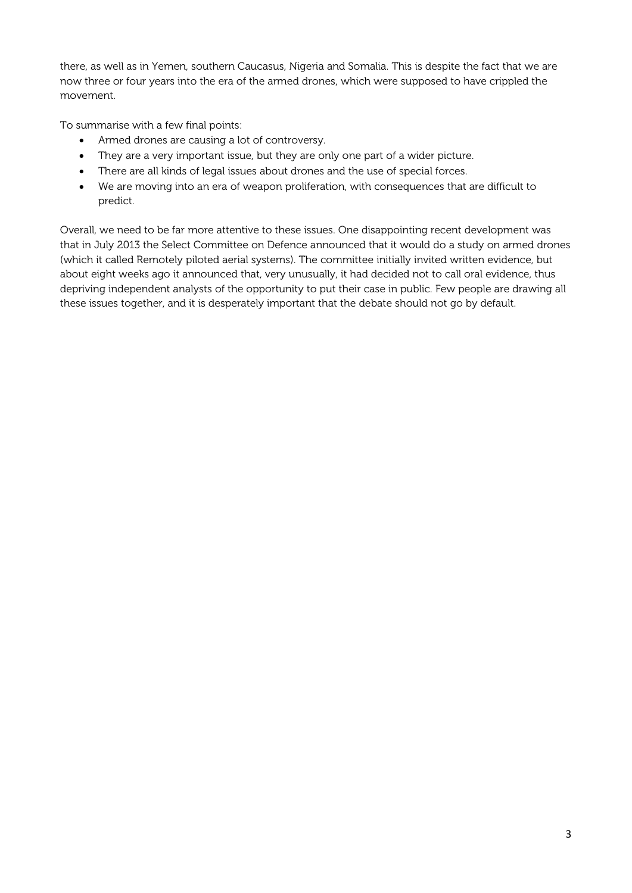there, as well as in Yemen, southern Caucasus, Nigeria and Somalia. This is despite the fact that we are now three or four years into the era of the armed drones, which were supposed to have crippled the movement.

To summarise with a few final points:

- Armed drones are causing a lot of controversy.
- They are a very important issue, but they are only one part of a wider picture.
- There are all kinds of legal issues about drones and the use of special forces.
- We are moving into an era of weapon proliferation, with consequences that are difficult to predict.

Overall, we need to be far more attentive to these issues. One disappointing recent development was that in July 2013 the Select Committee on Defence announced that it would do a study on armed drones (which it called Remotely piloted aerial systems). The committee initially invited written evidence, but about eight weeks ago it announced that, very unusually, it had decided not to call oral evidence, thus depriving independent analysts of the opportunity to put their case in public. Few people are drawing all these issues together, and it is desperately important that the debate should not go by default.